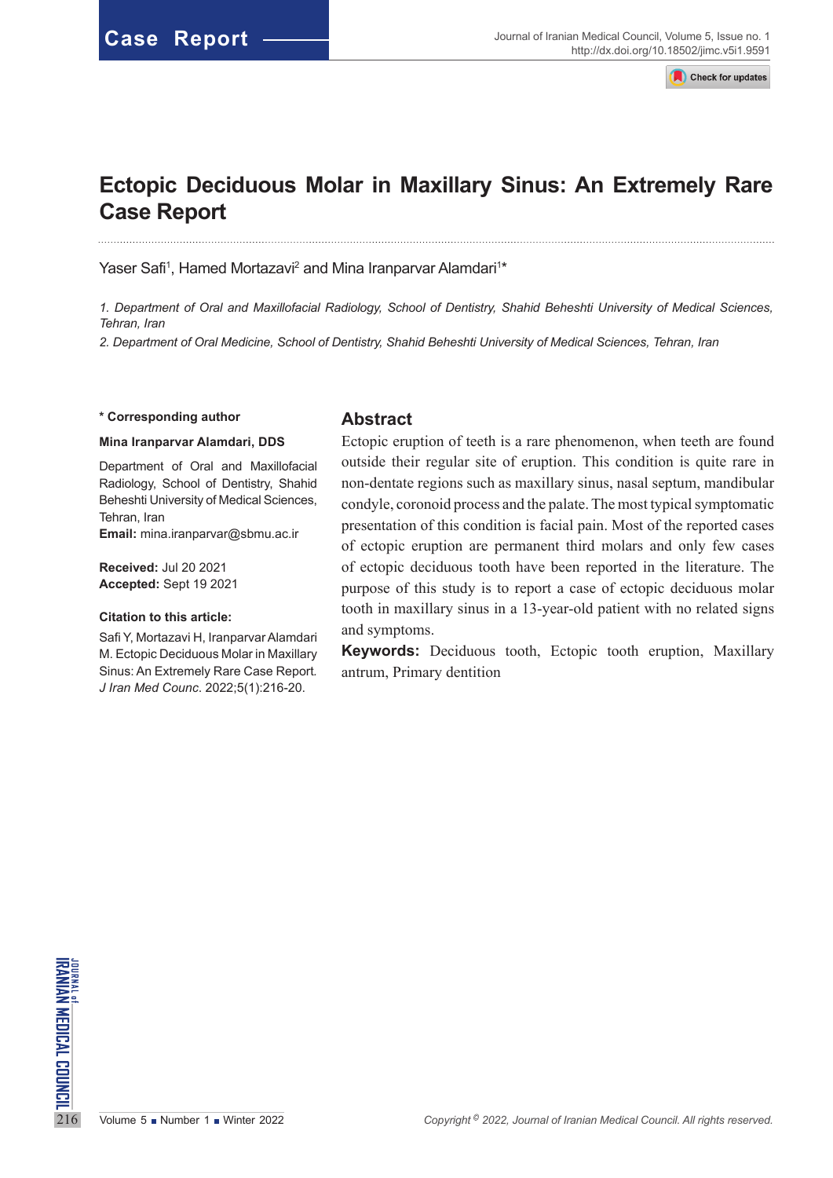Case Report

# Ectopic Deciduous Molar in Maxillary Sinus: An Extremely Rare Case Report

Yaser Safi[1], Hamed Mortazavi[2] and Mina Iranparvar Alamdari[1]*

*1. Department of Oral and Maxillofacial Radiology, School of Dentistry, Shahid Beheshti University of Medical Sciences, Tehran, Iran*

*2. Department of Oral Medicine, School of Dentistry, Shahid Beheshti University of Medical Sciences, Tehran, Iran*

**\* Corresponding author**

**Mina Iranparvar Alamdari, DDS**

Department of Oral and Maxillofacial Radiology, School of Dentistry, Shahid Beheshti University of Medical Sciences, Tehran, Iran
**Email:** mina.iranparvar@sbmu.ac.ir

**Received:** Jul 20 2021
**Accepted:** Sept 19 2021

**Citation to this article:**

Safi Y, Mortazavi H, Iranparvar Alamdari M. Ectopic Deciduous Molar in Maxillary Sinus: An Extremely Rare Case Report. *J Iran Med Counc*. 2022;5(1):216-20.

## Abstract

Ectopic eruption of teeth is a rare phenomenon, when teeth are found outside their regular site of eruption. This condition is quite rare in non-dentate regions such as maxillary sinus, nasal septum, mandibular condyle, coronoid process and the palate. The most typical symptomatic presentation of this condition is facial pain. Most of the reported cases of ectopic eruption are permanent third molars and only few cases of ectopic deciduous tooth have been reported in the literature. The purpose of this study is to report a case of ectopic deciduous molar tooth in maxillary sinus in a 13-year-old patient with no related signs and symptoms.

**Keywords:** Deciduous tooth, Ectopic tooth eruption, Maxillary antrum, Primary dentition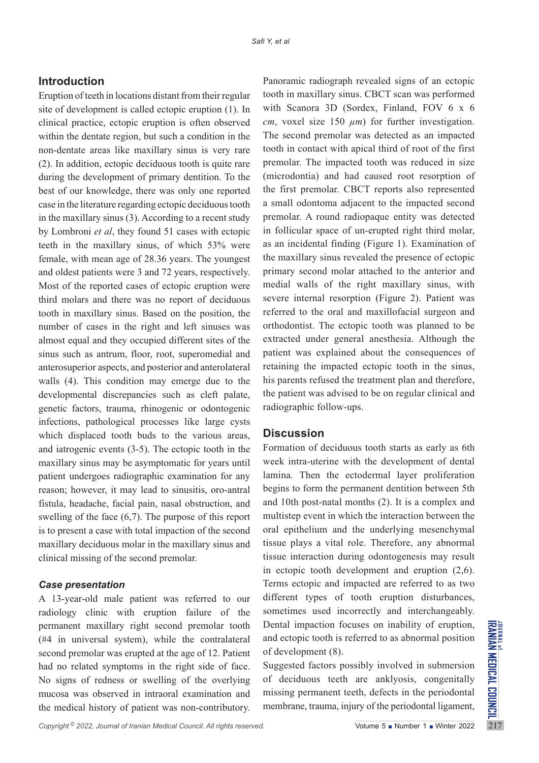## Introduction

Eruption of teeth in locations distant from their regular site of development is called ectopic eruption (1). In clinical practice, ectopic eruption is often observed within the dentate region, but such a condition in the non-dentate areas like maxillary sinus is very rare (2). In addition, ectopic deciduous tooth is quite rare during the development of primary dentition. To the best of our knowledge, there was only one reported case in the literature regarding ectopic deciduous tooth in the maxillary sinus (3). According to a recent study by Lombroni *et al*, they found 51 cases with ectopic teeth in the maxillary sinus, of which 53% were female, with mean age of 28.36 years. The youngest and oldest patients were 3 and 72 years, respectively. Most of the reported cases of ectopic eruption were third molars and there was no report of deciduous tooth in maxillary sinus. Based on the position, the number of cases in the right and left sinuses was almost equal and they occupied different sites of the sinus such as antrum, floor, root, superomedial and anterosuperior aspects, and posterior and anterolateral walls (4). This condition may emerge due to the developmental discrepancies such as cleft palate, genetic factors, trauma, rhinogenic or odontogenic infections, pathological processes like large cysts which displaced tooth buds to the various areas, and iatrogenic events (3-5). The ectopic tooth in the maxillary sinus may be asymptomatic for years until patient undergoes radiographic examination for any reason; however, it may lead to sinusitis, oro-antral fistula, headache, facial pain, nasal obstruction, and swelling of the face (6,7). The purpose of this report is to present a case with total impaction of the second maxillary deciduous molar in the maxillary sinus and clinical missing of the second premolar.

### *Case presentation*

A 13-year-old male patient was referred to our radiology clinic with eruption failure of the permanent maxillary right second premolar tooth (#4 in universal system), while the contralateral second premolar was erupted at the age of 12. Patient had no related symptoms in the right side of face. No signs of redness or swelling of the overlying mucosa was observed in intraoral examination and the medical history of patient was non-contributory. Panoramic radiograph revealed signs of an ectopic tooth in maxillary sinus. CBCT scan was performed with Scanora 3D (Sordex, Finland, FOV 6 x 6 *cm*, voxel size 150 *μm*) for further investigation. The second premolar was detected as an impacted tooth in contact with apical third of root of the first premolar. The impacted tooth was reduced in size (microdontia) and had caused root resorption of the first premolar. CBCT reports also represented a small odontoma adjacent to the impacted second premolar. A round radiopaque entity was detected in follicular space of un-erupted right third molar, as an incidental finding (Figure 1). Examination of the maxillary sinus revealed the presence of ectopic primary second molar attached to the anterior and medial walls of the right maxillary sinus, with severe internal resorption (Figure 2). Patient was referred to the oral and maxillofacial surgeon and orthodontist. The ectopic tooth was planned to be extracted under general anesthesia. Although the patient was explained about the consequences of retaining the impacted ectopic tooth in the sinus, his parents refused the treatment plan and therefore, the patient was advised to be on regular clinical and radiographic follow-ups.

## Discussion

Formation of deciduous tooth starts as early as 6th week intra-uterine with the development of dental lamina. Then the ectodermal layer proliferation begins to form the permanent dentition between 5th and 10th post-natal months (2). It is a complex and multistep event in which the interaction between the oral epithelium and the underlying mesenchymal tissue plays a vital role. Therefore, any abnormal tissue interaction during odontogenesis may result in ectopic tooth development and eruption (2,6). Terms ectopic and impacted are referred to as two different types of tooth eruption disturbances, sometimes used incorrectly and interchangeably. Dental impaction focuses on inability of eruption, and ectopic tooth is referred to as abnormal position of development (8).

Suggested factors possibly involved in submersion of deciduous teeth are anklyosis, congenitally missing permanent teeth, defects in the periodontal membrane, trauma, injury of the periodontal ligament,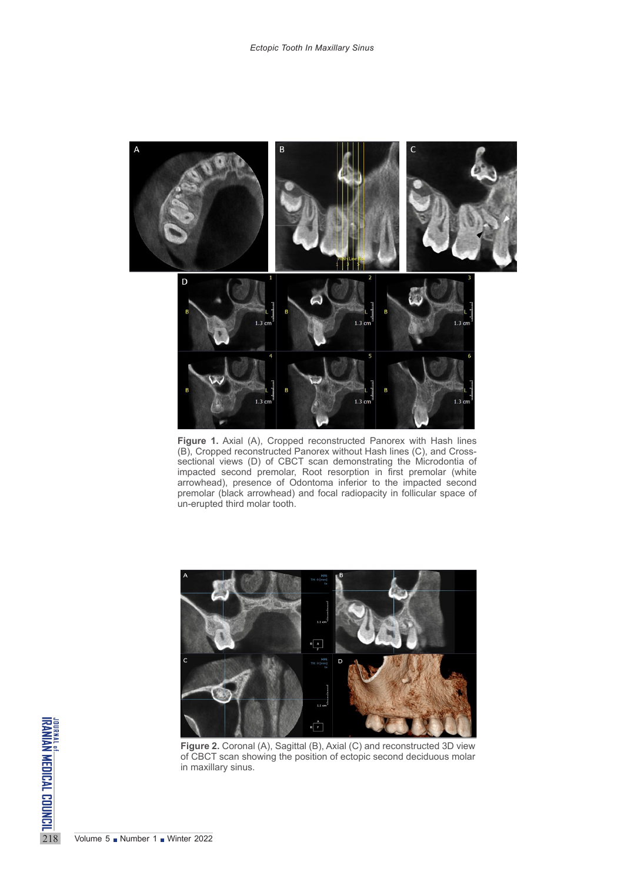**Figure 1.** Axial (A), Cropped reconstructed Panorex with Hash lines (B), Cropped reconstructed Panorex without Hash lines (C), and Cross-sectional views (D) of CBCT scan demonstrating the Microdontia of impacted second premolar, Root resorption in first premolar (white arrowhead), presence of Odontoma inferior to the impacted second premolar (black arrowhead) and focal radiopacity in follicular space of un-erupted third molar tooth.

**Figure 2.** Coronal (A), Sagittal (B), Axial (C) and reconstructed 3D view of CBCT scan showing the position of ectopic second deciduous molar in maxillary sinus.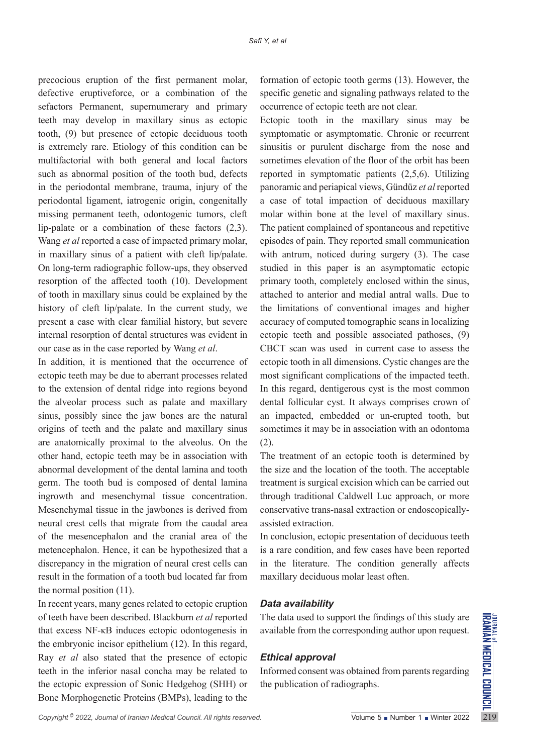precocious eruption of the first permanent molar, defective eruptiveforce, or a combination of the sefactors Permanent, supernumerary and primary teeth may develop in maxillary sinus as ectopic tooth, (9) but presence of ectopic deciduous tooth is extremely rare. Etiology of this condition can be multifactorial with both general and local factors such as abnormal position of the tooth bud, defects in the periodontal membrane, trauma, injury of the periodontal ligament, iatrogenic origin, congenitally missing permanent teeth, odontogenic tumors, cleft lip-palate or a combination of these factors (2,3). Wang *et al* reported a case of impacted primary molar, in maxillary sinus of a patient with cleft lip/palate. On long-term radiographic follow-ups, they observed resorption of the affected tooth (10). Development of tooth in maxillary sinus could be explained by the history of cleft lip/palate. In the current study, we present a case with clear familial history, but severe internal resorption of dental structures was evident in our case as in the case reported by Wang *et al*.

In addition, it is mentioned that the occurrence of ectopic teeth may be due to aberrant processes related to the extension of dental ridge into regions beyond the alveolar process such as palate and maxillary sinus, possibly since the jaw bones are the natural origins of teeth and the palate and maxillary sinus are anatomically proximal to the alveolus. On the other hand, ectopic teeth may be in association with abnormal development of the dental lamina and tooth germ. The tooth bud is composed of dental lamina ingrowth and mesenchymal tissue concentration. Mesenchymal tissue in the jawbones is derived from neural crest cells that migrate from the caudal area of the mesencephalon and the cranial area of the metencephalon. Hence, it can be hypothesized that a discrepancy in the migration of neural crest cells can result in the formation of a tooth bud located far from the normal position (11).

In recent years, many genes related to ectopic eruption of teeth have been described. Blackburn *et al* reported that excess NF-κB induces ectopic odontogenesis in the embryonic incisor epithelium (12). In this regard, Ray *et al* also stated that the presence of ectopic teeth in the inferior nasal concha may be related to the ectopic expression of Sonic Hedgehog (SHH) or Bone Morphogenetic Proteins (BMPs), leading to the formation of ectopic tooth germs (13). However, the specific genetic and signaling pathways related to the occurrence of ectopic teeth are not clear.

Ectopic tooth in the maxillary sinus may be symptomatic or asymptomatic. Chronic or recurrent sinusitis or purulent discharge from the nose and sometimes elevation of the floor of the orbit has been reported in symptomatic patients (2,5,6). Utilizing panoramic and periapical views, Gündüz *et al* reported a case of total impaction of deciduous maxillary molar within bone at the level of maxillary sinus. The patient complained of spontaneous and repetitive episodes of pain. They reported small communication with antrum, noticed during surgery (3). The case studied in this paper is an asymptomatic ectopic primary tooth, completely enclosed within the sinus, attached to anterior and medial antral walls. Due to the limitations of conventional images and higher accuracy of computed tomographic scans in localizing ectopic teeth and possible associated pathoses, (9) CBCT scan was used in current case to assess the ectopic tooth in all dimensions. Cystic changes are the most significant complications of the impacted teeth. In this regard, dentigerous cyst is the most common dental follicular cyst. It always comprises crown of an impacted, embedded or un-erupted tooth, but sometimes it may be in association with an odontoma (2).

The treatment of an ectopic tooth is determined by the size and the location of the tooth. The acceptable treatment is surgical excision which can be carried out through traditional Caldwell Luc approach, or more conservative trans-nasal extraction or endoscopically-assisted extraction.

In conclusion, ectopic presentation of deciduous teeth is a rare condition, and few cases have been reported in the literature. The condition generally affects maxillary deciduous molar least often.

### *Data availability*

The data used to support the findings of this study are available from the corresponding author upon request.

### *Ethical approval*

Informed consent was obtained from parents regarding the publication of radiographs.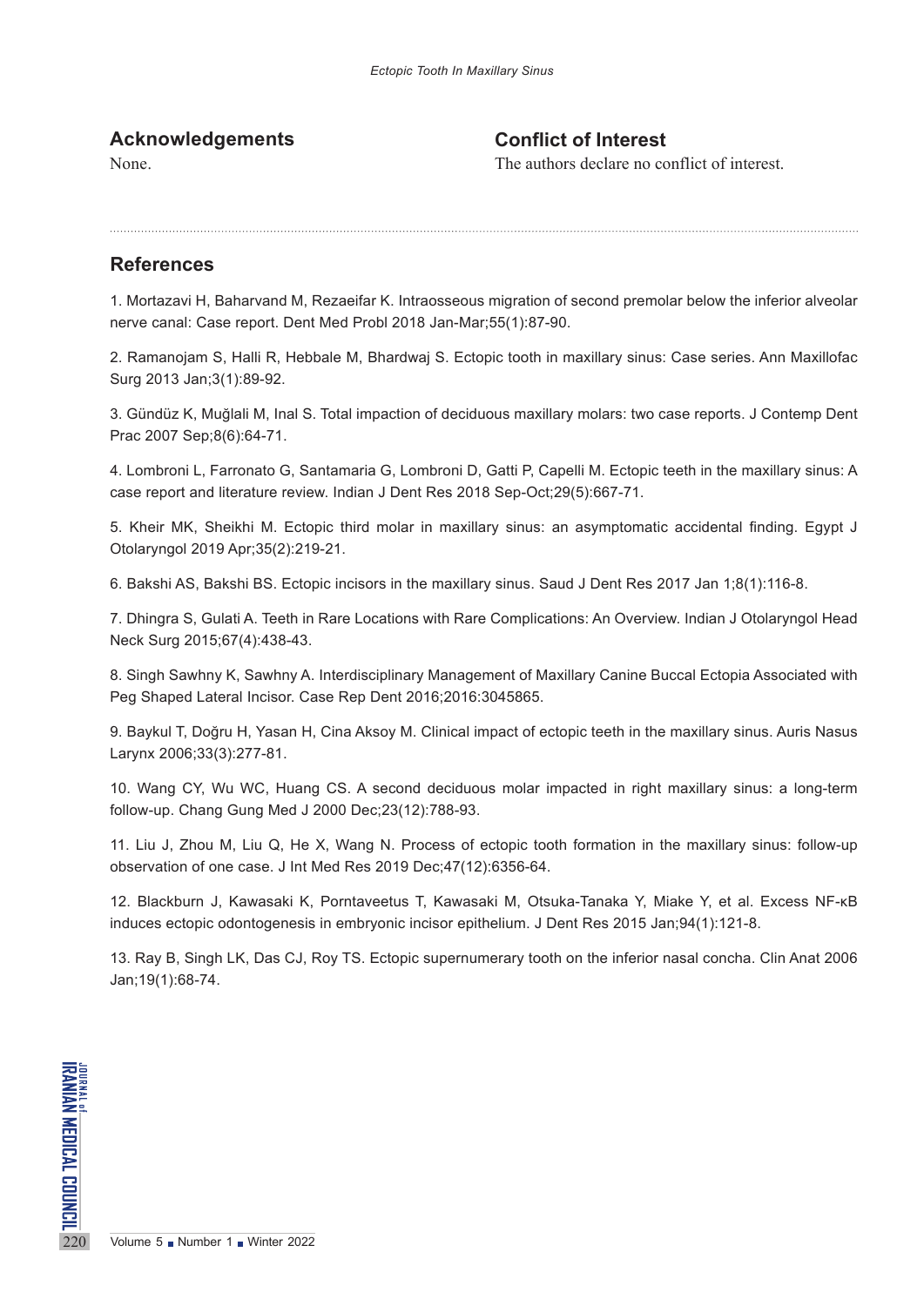## Acknowledgements

None.

## Conflict of Interest

The authors declare no conflict of interest.

## References

1. Mortazavi H, Baharvand M, Rezaeifar K. Intraosseous migration of second premolar below the inferior alveolar nerve canal: Case report. Dent Med Probl 2018 Jan-Mar;55(1):87-90.

2. Ramanojam S, Halli R, Hebbale M, Bhardwaj S. Ectopic tooth in maxillary sinus: Case series. Ann Maxillofac Surg 2013 Jan;3(1):89-92.

3. Gündüz K, Muğlali M, Inal S. Total impaction of deciduous maxillary molars: two case reports. J Contemp Dent Prac 2007 Sep;8(6):64-71.

4. Lombroni L, Farronato G, Santamaria G, Lombroni D, Gatti P, Capelli M. Ectopic teeth in the maxillary sinus: A case report and literature review. Indian J Dent Res 2018 Sep-Oct;29(5):667-71.

5. Kheir MK, Sheikhi M. Ectopic third molar in maxillary sinus: an asymptomatic accidental finding. Egypt J Otolaryngol 2019 Apr;35(2):219-21.

6. Bakshi AS, Bakshi BS. Ectopic incisors in the maxillary sinus. Saud J Dent Res 2017 Jan 1;8(1):116-8.

7. Dhingra S, Gulati A. Teeth in Rare Locations with Rare Complications: An Overview. Indian J Otolaryngol Head Neck Surg 2015;67(4):438-43.

8. Singh Sawhny K, Sawhny A. Interdisciplinary Management of Maxillary Canine Buccal Ectopia Associated with Peg Shaped Lateral Incisor. Case Rep Dent 2016;2016:3045865.

9. Baykul T, Doğru H, Yasan H, Cina Aksoy M. Clinical impact of ectopic teeth in the maxillary sinus. Auris Nasus Larynx 2006;33(3):277-81.

10. Wang CY, Wu WC, Huang CS. A second deciduous molar impacted in right maxillary sinus: a long-term follow-up. Chang Gung Med J 2000 Dec;23(12):788-93.

11. Liu J, Zhou M, Liu Q, He X, Wang N. Process of ectopic tooth formation in the maxillary sinus: follow-up observation of one case. J Int Med Res 2019 Dec;47(12):6356-64.

12. Blackburn J, Kawasaki K, Porntaveetus T, Kawasaki M, Otsuka-Tanaka Y, Miake Y, et al. Excess NF-κB induces ectopic odontogenesis in embryonic incisor epithelium. J Dent Res 2015 Jan;94(1):121-8.

13. Ray B, Singh LK, Das CJ, Roy TS. Ectopic supernumerary tooth on the inferior nasal concha. Clin Anat 2006 Jan;19(1):68-74.